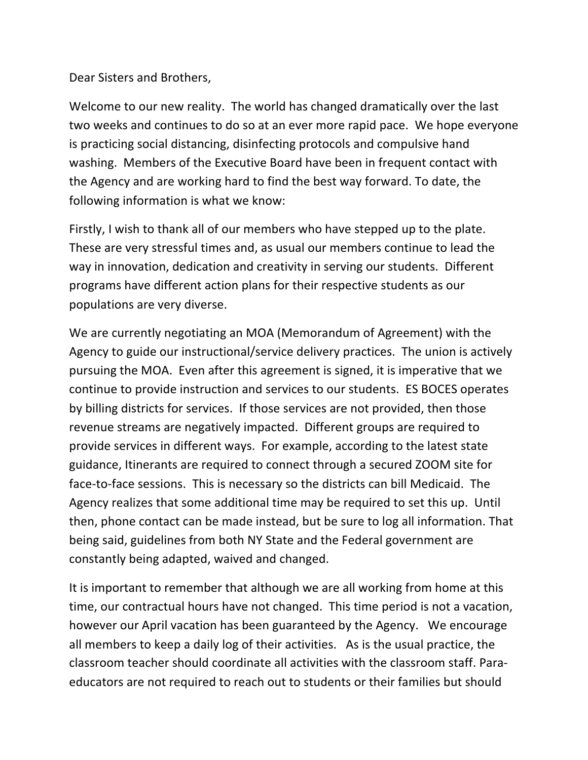Dear Sisters and Brothers,

Welcome to our new reality. The world has changed dramatically over the last two weeks and continues to do so at an ever more rapid pace. We hope everyone is practicing social distancing, disinfecting protocols and compulsive hand washing. Members of the Executive Board have been in frequent contact with the Agency and are working hard to find the best way forward. To date, the following information is what we know:

Firstly, I wish to thank all of our members who have stepped up to the plate. These are very stressful times and, as usual our members continue to lead the way in innovation, dedication and creativity in serving our students. Different programs have different action plans for their respective students as our populations are very diverse.

We are currently negotiating an MOA (Memorandum of Agreement) with the Agency to guide our instructional/service delivery practices. The union is actively pursuing the MOA. Even after this agreement is signed, it is imperative that we continue to provide instruction and services to our students. ES BOCES operates by billing districts for services. If those services are not provided, then those revenue streams are negatively impacted. Different groups are required to provide services in different ways. For example, according to the latest state guidance, Itinerants are required to connect through a secured ZOOM site for face-to-face sessions. This is necessary so the districts can bill Medicaid. The Agency realizes that some additional time may be required to set this up. Until then, phone contact can be made instead, but be sure to log all information. That being said, guidelines from both NY State and the Federal government are constantly being adapted, waived and changed.

It is important to remember that although we are all working from home at this time, our contractual hours have not changed. This time period is not a vacation, however our April vacation has been guaranteed by the Agency. We encourage all members to keep a daily log of their activities. As is the usual practice, the classroom teacher should coordinate all activities with the classroom staff. Para-educators are not required to reach out to students or their families but should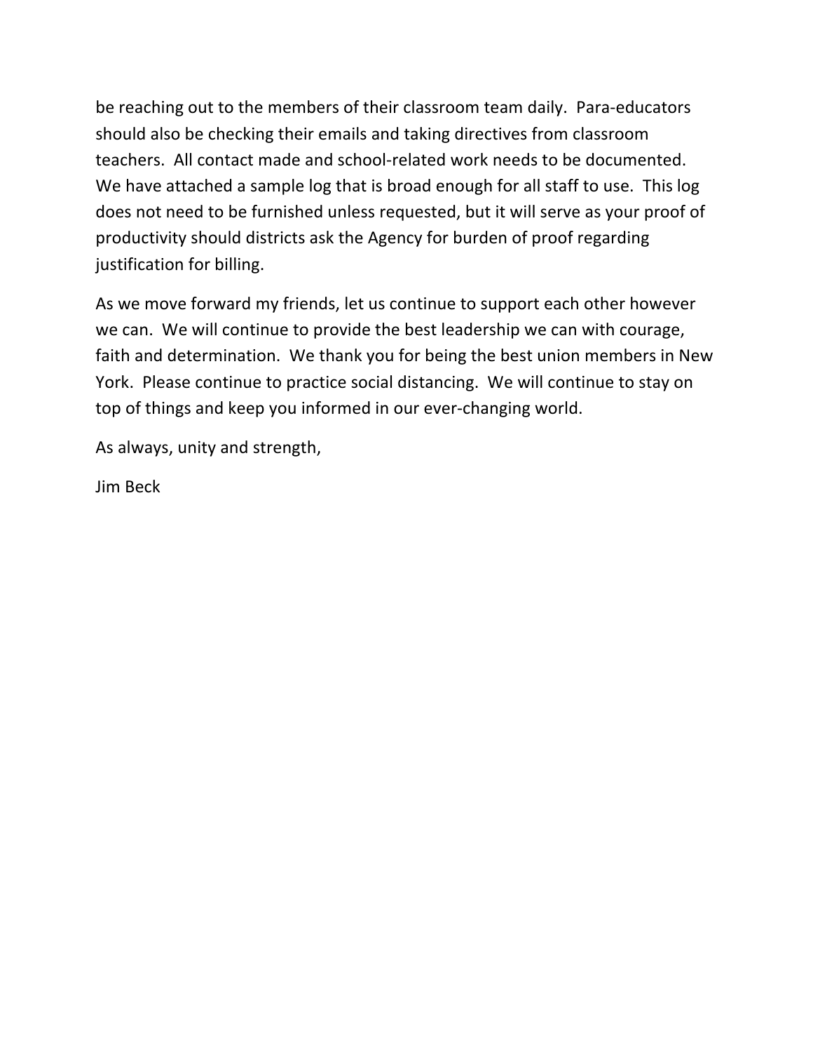be reaching out to the members of their classroom team daily. Para-educators should also be checking their emails and taking directives from classroom teachers. All contact made and school-related work needs to be documented. We have attached a sample log that is broad enough for all staff to use. This log does not need to be furnished unless requested, but it will serve as your proof of productivity should districts ask the Agency for burden of proof regarding justification for billing.

As we move forward my friends, let us continue to support each other however we can. We will continue to provide the best leadership we can with courage, faith and determination. We thank you for being the best union members in New York. Please continue to practice social distancing. We will continue to stay on top of things and keep you informed in our ever-changing world.

As always, unity and strength,

Jim Beck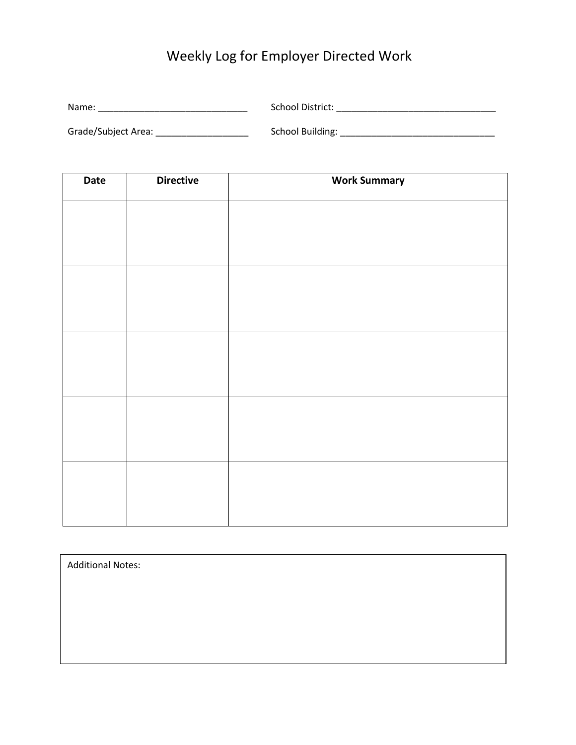# Weekly Log for Employer Directed Work

Name: ______________________________ School District: ________________________________

Grade/Subject Area: __________________ School Building: _______________________________

| Date | Directive | Work Summary |
|---|---|---|
| | | |
| | | |
| | | |
| | | |
| | | |

Additional Notes: